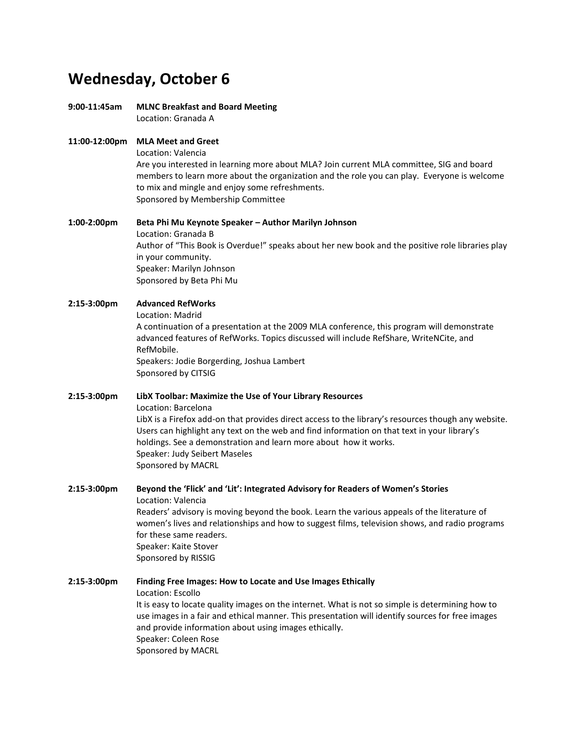# Wednesday, October 6

**9:00-11:45am** **MLNC Breakfast and Board Meeting**
Location: Granada A

**11:00-12:00pm** **MLA Meet and Greet**
Location: Valencia
Are you interested in learning more about MLA? Join current MLA committee, SIG and board members to learn more about the organization and the role you can play. Everyone is welcome to mix and mingle and enjoy some refreshments.
Sponsored by Membership Committee

**1:00-2:00pm** **Beta Phi Mu Keynote Speaker – Author Marilyn Johnson**
Location: Granada B
Author of "This Book is Overdue!" speaks about her new book and the positive role libraries play in your community.
Speaker: Marilyn Johnson
Sponsored by Beta Phi Mu

**2:15-3:00pm** **Advanced RefWorks**
Location: Madrid
A continuation of a presentation at the 2009 MLA conference, this program will demonstrate advanced features of RefWorks. Topics discussed will include RefShare, WriteNCite, and RefMobile.
Speakers: Jodie Borgerding, Joshua Lambert
Sponsored by CITSIG

**2:15-3:00pm** **LibX Toolbar: Maximize the Use of Your Library Resources**
Location: Barcelona
LibX is a Firefox add-on that provides direct access to the library's resources though any website. Users can highlight any text on the web and find information on that text in your library's holdings. See a demonstration and learn more about how it works.
Speaker: Judy Seibert Maseles
Sponsored by MACRL

**2:15-3:00pm** **Beyond the 'Flick' and 'Lit': Integrated Advisory for Readers of Women's Stories**
Location: Valencia
Readers' advisory is moving beyond the book. Learn the various appeals of the literature of women's lives and relationships and how to suggest films, television shows, and radio programs for these same readers.
Speaker: Kaite Stover
Sponsored by RISSIG

**2:15-3:00pm** **Finding Free Images: How to Locate and Use Images Ethically**
Location: Escollo
It is easy to locate quality images on the internet. What is not so simple is determining how to use images in a fair and ethical manner. This presentation will identify sources for free images and provide information about using images ethically.
Speaker: Coleen Rose
Sponsored by MACRL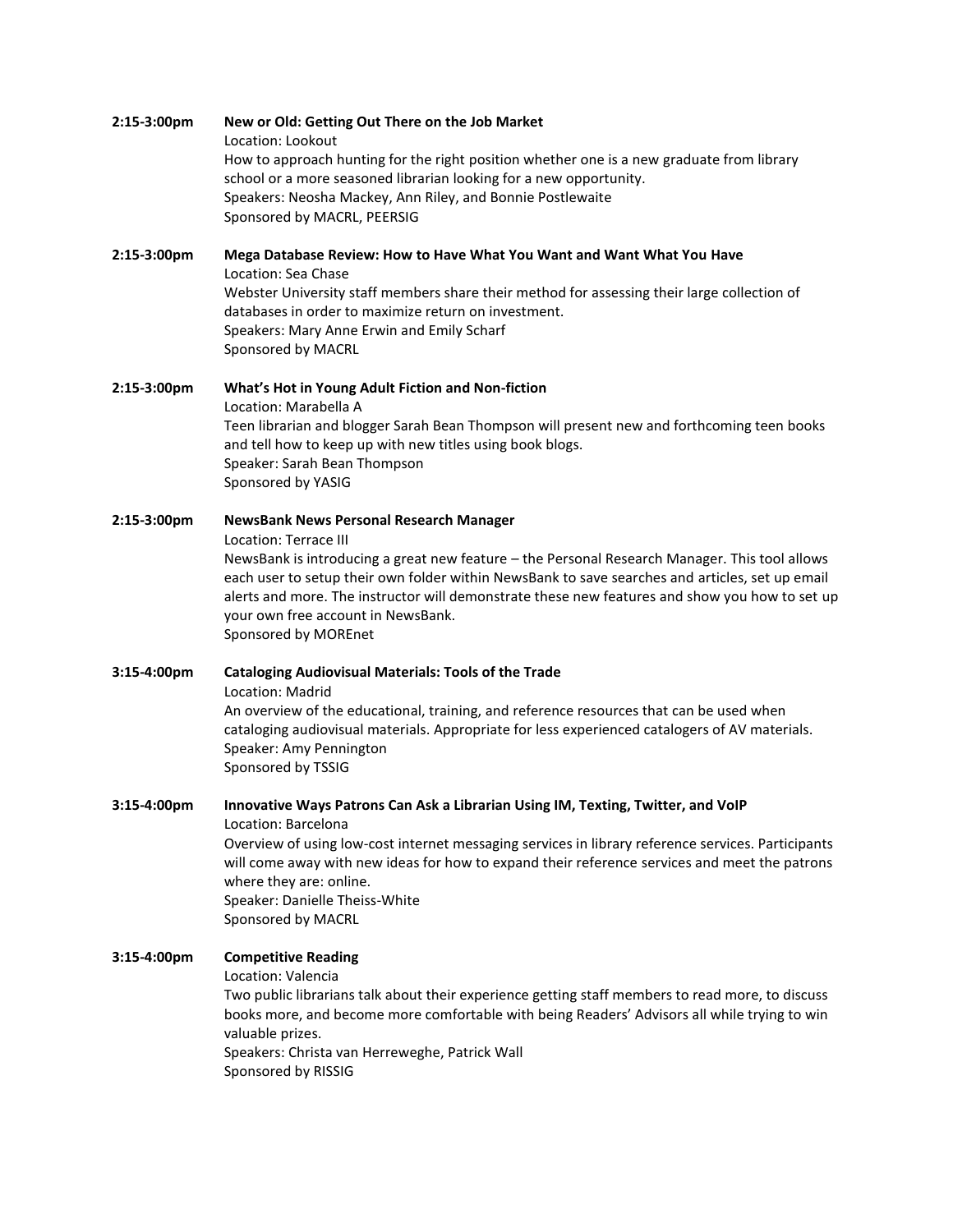**2:15-3:00pm** **New or Old: Getting Out There on the Job Market**
Location: Lookout
How to approach hunting for the right position whether one is a new graduate from library school or a more seasoned librarian looking for a new opportunity.
Speakers: Neosha Mackey, Ann Riley, and Bonnie Postlewaite
Sponsored by MACRL, PEERSIG

**2:15-3:00pm** **Mega Database Review: How to Have What You Want and Want What You Have**
Location: Sea Chase
Webster University staff members share their method for assessing their large collection of databases in order to maximize return on investment.
Speakers: Mary Anne Erwin and Emily Scharf
Sponsored by MACRL

**2:15-3:00pm** **What's Hot in Young Adult Fiction and Non-fiction**
Location: Marabella A
Teen librarian and blogger Sarah Bean Thompson will present new and forthcoming teen books and tell how to keep up with new titles using book blogs.
Speaker: Sarah Bean Thompson
Sponsored by YASIG

**2:15-3:00pm** **NewsBank News Personal Research Manager**
Location: Terrace III
NewsBank is introducing a great new feature – the Personal Research Manager. This tool allows each user to setup their own folder within NewsBank to save searches and articles, set up email alerts and more. The instructor will demonstrate these new features and show you how to set up your own free account in NewsBank.
Sponsored by MOREnet

**3:15-4:00pm** **Cataloging Audiovisual Materials: Tools of the Trade**
Location: Madrid
An overview of the educational, training, and reference resources that can be used when cataloging audiovisual materials. Appropriate for less experienced catalogers of AV materials.
Speaker: Amy Pennington
Sponsored by TSSIG

**3:15-4:00pm** **Innovative Ways Patrons Can Ask a Librarian Using IM, Texting, Twitter, and VoIP**
Location: Barcelona
Overview of using low-cost internet messaging services in library reference services. Participants will come away with new ideas for how to expand their reference services and meet the patrons where they are: online.
Speaker: Danielle Theiss-White
Sponsored by MACRL

**3:15-4:00pm** **Competitive Reading**
Location: Valencia
Two public librarians talk about their experience getting staff members to read more, to discuss books more, and become more comfortable with being Readers' Advisors all while trying to win valuable prizes.
Speakers: Christa van Herreweghe, Patrick Wall
Sponsored by RISSIG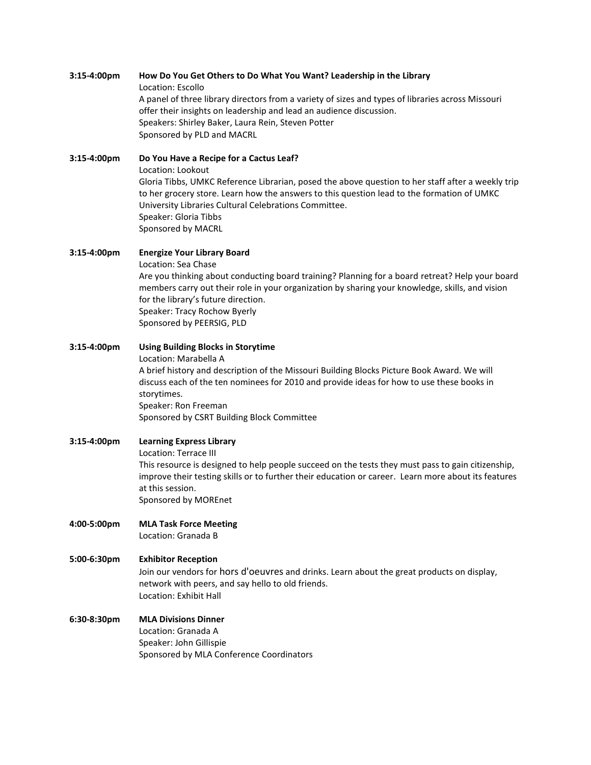**3:15-4:00pm** **How Do You Get Others to Do What You Want? Leadership in the Library**
Location: Escollo
A panel of three library directors from a variety of sizes and types of libraries across Missouri offer their insights on leadership and lead an audience discussion.
Speakers: Shirley Baker, Laura Rein, Steven Potter
Sponsored by PLD and MACRL

**3:15-4:00pm** **Do You Have a Recipe for a Cactus Leaf?**
Location: Lookout
Gloria Tibbs, UMKC Reference Librarian, posed the above question to her staff after a weekly trip to her grocery store. Learn how the answers to this question lead to the formation of UMKC University Libraries Cultural Celebrations Committee.
Speaker: Gloria Tibbs
Sponsored by MACRL

**3:15-4:00pm** **Energize Your Library Board**
Location: Sea Chase
Are you thinking about conducting board training? Planning for a board retreat? Help your board members carry out their role in your organization by sharing your knowledge, skills, and vision for the library's future direction.
Speaker: Tracy Rochow Byerly
Sponsored by PEERSIG, PLD

**3:15-4:00pm** **Using Building Blocks in Storytime**
Location: Marabella A
A brief history and description of the Missouri Building Blocks Picture Book Award. We will discuss each of the ten nominees for 2010 and provide ideas for how to use these books in storytimes.
Speaker: Ron Freeman
Sponsored by CSRT Building Block Committee

**3:15-4:00pm** **Learning Express Library**
Location: Terrace III
This resource is designed to help people succeed on the tests they must pass to gain citizenship, improve their testing skills or to further their education or career. Learn more about its features at this session.
Sponsored by MOREnet

**4:00-5:00pm** **MLA Task Force Meeting**
Location: Granada B

**5:00-6:30pm** **Exhibitor Reception**
Join our vendors for hors d'oeuvres and drinks. Learn about the great products on display, network with peers, and say hello to old friends.
Location: Exhibit Hall

**6:30-8:30pm** **MLA Divisions Dinner**
Location: Granada A
Speaker: John Gillispie
Sponsored by MLA Conference Coordinators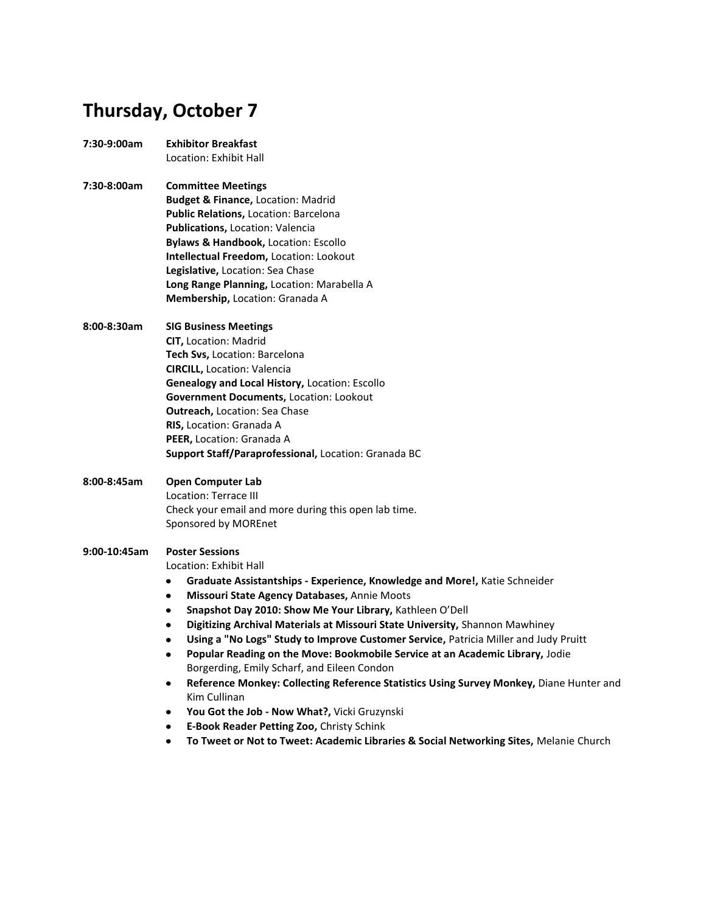# Thursday, October 7

**7:30-9:00am** **Exhibitor Breakfast**
Location: Exhibit Hall

**7:30-8:00am** **Committee Meetings**
**Budget & Finance,** Location: Madrid
**Public Relations,** Location: Barcelona
**Publications,** Location: Valencia
**Bylaws & Handbook,** Location: Escollo
**Intellectual Freedom,** Location: Lookout
**Legislative,** Location: Sea Chase
**Long Range Planning,** Location: Marabella A
**Membership,** Location: Granada A

**8:00-8:30am** **SIG Business Meetings**
**CIT,** Location: Madrid
**Tech Svs,** Location: Barcelona
**CIRCILL,** Location: Valencia
**Genealogy and Local History,** Location: Escollo
**Government Documents,** Location: Lookout
**Outreach,** Location: Sea Chase
**RIS,** Location: Granada A
**PEER,** Location: Granada A
**Support Staff/Paraprofessional,** Location: Granada BC

**8:00-8:45am** **Open Computer Lab**
Location: Terrace III
Check your email and more during this open lab time.
Sponsored by MOREnet

**9:00-10:45am** **Poster Sessions**
Location: Exhibit Hall

- **Graduate Assistantships - Experience, Knowledge and More!,** Katie Schneider
- **Missouri State Agency Databases,** Annie Moots
- **Snapshot Day 2010: Show Me Your Library,** Kathleen O'Dell
- **Digitizing Archival Materials at Missouri State University,** Shannon Mawhiney
- **Using a "No Logs" Study to Improve Customer Service,** Patricia Miller and Judy Pruitt
- **Popular Reading on the Move: Bookmobile Service at an Academic Library,** Jodie Borgerding, Emily Scharf, and Eileen Condon
- **Reference Monkey: Collecting Reference Statistics Using Survey Monkey,** Diane Hunter and Kim Cullinan
- **You Got the Job - Now What?,** Vicki Gruzynski
- **E-Book Reader Petting Zoo,** Christy Schink
- **To Tweet or Not to Tweet: Academic Libraries & Social Networking Sites,** Melanie Church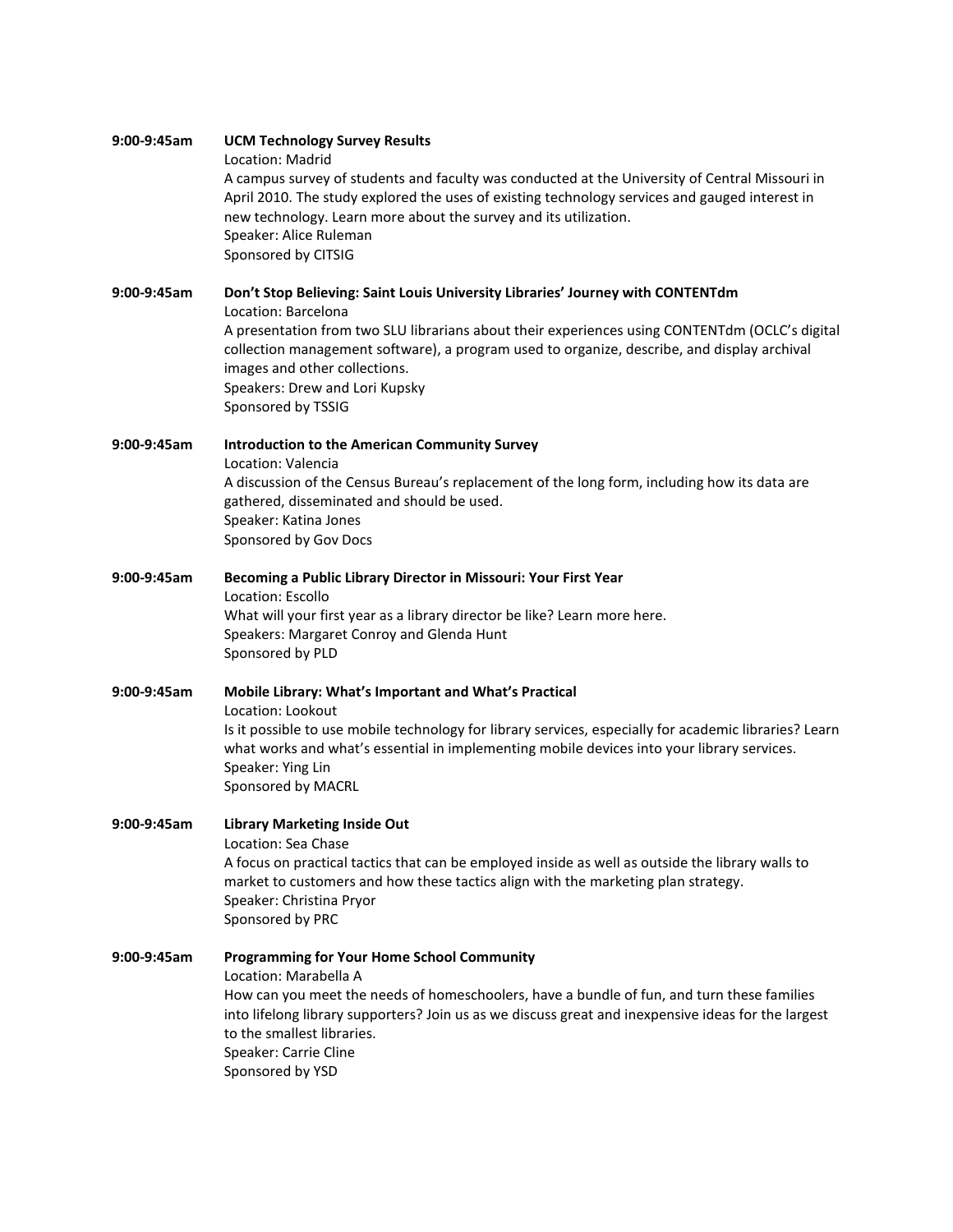**9:00-9:45am** **UCM Technology Survey Results**
Location: Madrid
A campus survey of students and faculty was conducted at the University of Central Missouri in April 2010. The study explored the uses of existing technology services and gauged interest in new technology. Learn more about the survey and its utilization.
Speaker: Alice Ruleman
Sponsored by CITSIG

**9:00-9:45am** **Don't Stop Believing: Saint Louis University Libraries' Journey with CONTENTdm**
Location: Barcelona
A presentation from two SLU librarians about their experiences using CONTENTdm (OCLC's digital collection management software), a program used to organize, describe, and display archival images and other collections.
Speakers: Drew and Lori Kupsky
Sponsored by TSSIG

**9:00-9:45am** **Introduction to the American Community Survey**
Location: Valencia
A discussion of the Census Bureau's replacement of the long form, including how its data are gathered, disseminated and should be used.
Speaker: Katina Jones
Sponsored by Gov Docs

**9:00-9:45am** **Becoming a Public Library Director in Missouri: Your First Year**
Location: Escollo
What will your first year as a library director be like? Learn more here.
Speakers: Margaret Conroy and Glenda Hunt
Sponsored by PLD

**9:00-9:45am** **Mobile Library: What's Important and What's Practical**
Location: Lookout
Is it possible to use mobile technology for library services, especially for academic libraries? Learn what works and what's essential in implementing mobile devices into your library services.
Speaker: Ying Lin
Sponsored by MACRL

**9:00-9:45am** **Library Marketing Inside Out**
Location: Sea Chase
A focus on practical tactics that can be employed inside as well as outside the library walls to market to customers and how these tactics align with the marketing plan strategy.
Speaker: Christina Pryor
Sponsored by PRC

**9:00-9:45am** **Programming for Your Home School Community**
Location: Marabella A
How can you meet the needs of homeschoolers, have a bundle of fun, and turn these families into lifelong library supporters? Join us as we discuss great and inexpensive ideas for the largest to the smallest libraries.
Speaker: Carrie Cline
Sponsored by YSD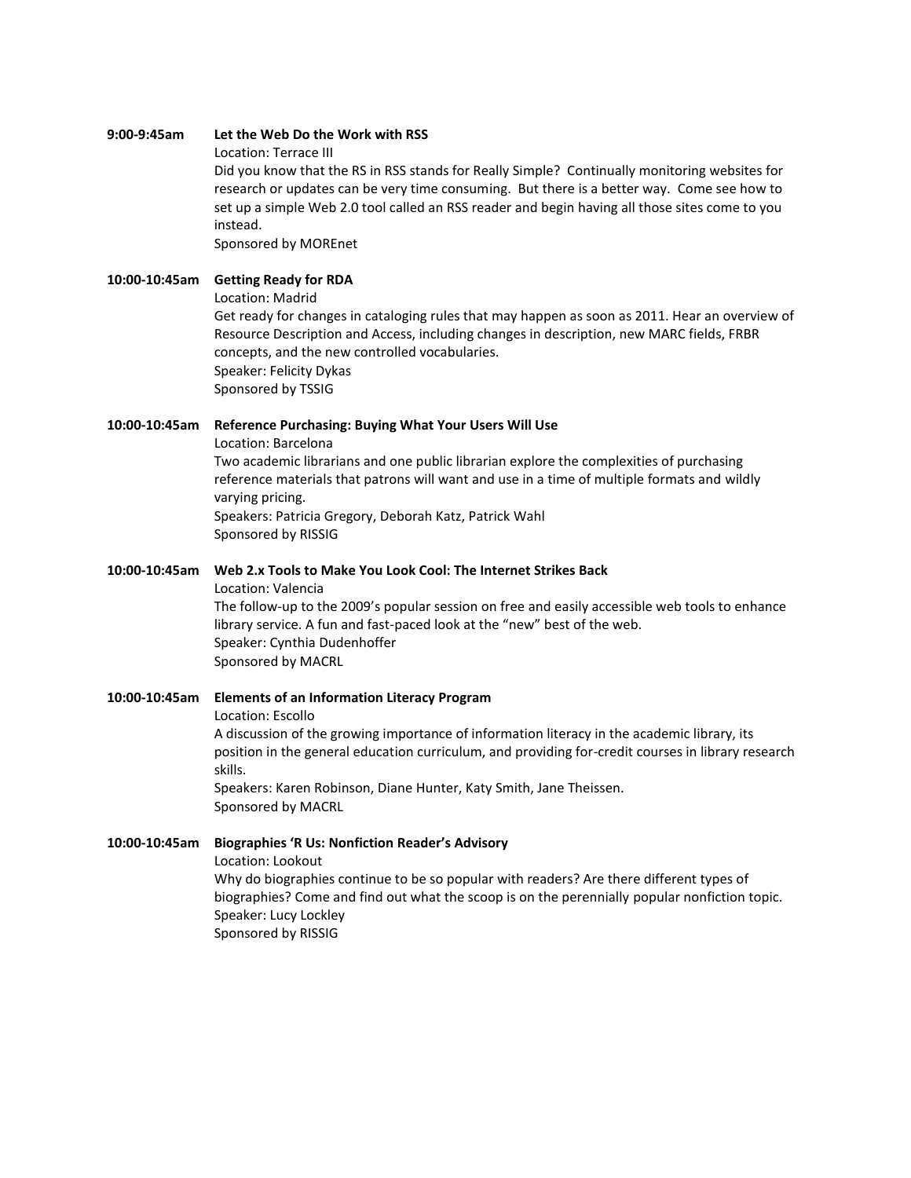**9:00-9:45am** **Let the Web Do the Work with RSS**

Location: Terrace III

Did you know that the RS in RSS stands for Really Simple? Continually monitoring websites for research or updates can be very time consuming. But there is a better way. Come see how to set up a simple Web 2.0 tool called an RSS reader and begin having all those sites come to you instead.

Sponsored by MOREnet

**10:00-10:45am** **Getting Ready for RDA**

Location: Madrid

Get ready for changes in cataloging rules that may happen as soon as 2011. Hear an overview of Resource Description and Access, including changes in description, new MARC fields, FRBR concepts, and the new controlled vocabularies.

Speaker: Felicity Dykas

Sponsored by TSSIG

**10:00-10:45am** **Reference Purchasing: Buying What Your Users Will Use**

Location: Barcelona

Two academic librarians and one public librarian explore the complexities of purchasing reference materials that patrons will want and use in a time of multiple formats and wildly varying pricing.

Speakers: Patricia Gregory, Deborah Katz, Patrick Wahl

Sponsored by RISSIG

**10:00-10:45am** **Web 2.x Tools to Make You Look Cool: The Internet Strikes Back**

Location: Valencia

The follow-up to the 2009's popular session on free and easily accessible web tools to enhance library service. A fun and fast-paced look at the "new" best of the web.

Speaker: Cynthia Dudenhoffer

Sponsored by MACRL

**10:00-10:45am** **Elements of an Information Literacy Program**

Location: Escollo

A discussion of the growing importance of information literacy in the academic library, its position in the general education curriculum, and providing for-credit courses in library research skills.

Speakers: Karen Robinson, Diane Hunter, Katy Smith, Jane Theissen.

Sponsored by MACRL

**10:00-10:45am** **Biographies 'R Us: Nonfiction Reader's Advisory**

Location: Lookout

Why do biographies continue to be so popular with readers? Are there different types of biographies? Come and find out what the scoop is on the perennially popular nonfiction topic.

Speaker: Lucy Lockley

Sponsored by RISSIG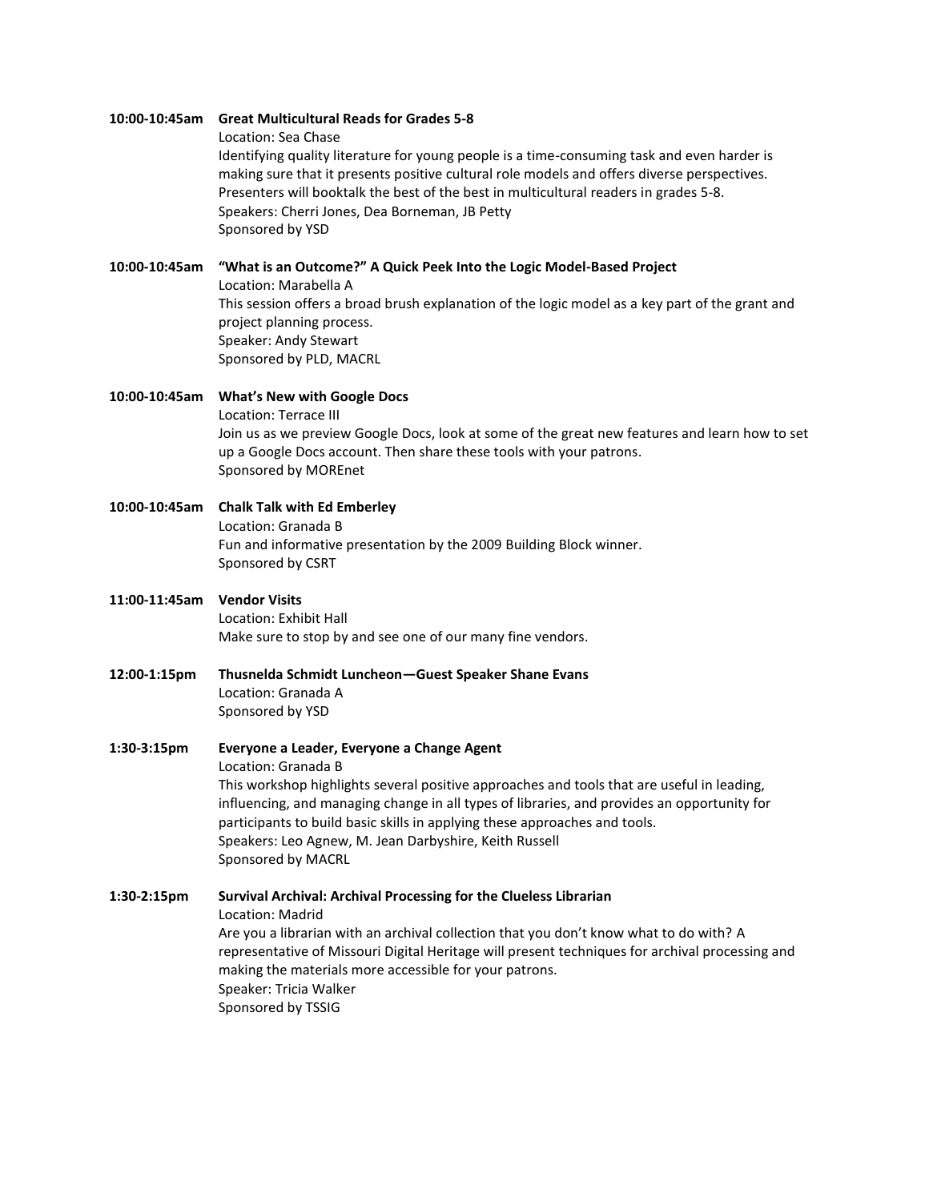**10:00-10:45am** **Great Multicultural Reads for Grades 5-8**
Location: Sea Chase
Identifying quality literature for young people is a time-consuming task and even harder is making sure that it presents positive cultural role models and offers diverse perspectives. Presenters will booktalk the best of the best in multicultural readers in grades 5-8.
Speakers: Cherri Jones, Dea Borneman, JB Petty
Sponsored by YSD

**10:00-10:45am** **"What is an Outcome?" A Quick Peek Into the Logic Model-Based Project**
Location: Marabella A
This session offers a broad brush explanation of the logic model as a key part of the grant and project planning process.
Speaker: Andy Stewart
Sponsored by PLD, MACRL

**10:00-10:45am** **What's New with Google Docs**
Location: Terrace III
Join us as we preview Google Docs, look at some of the great new features and learn how to set up a Google Docs account. Then share these tools with your patrons.
Sponsored by MOREnet

**10:00-10:45am** **Chalk Talk with Ed Emberley**
Location: Granada B
Fun and informative presentation by the 2009 Building Block winner.
Sponsored by CSRT

**11:00-11:45am** **Vendor Visits**
Location: Exhibit Hall
Make sure to stop by and see one of our many fine vendors.

**12:00-1:15pm** **Thusnelda Schmidt Luncheon—Guest Speaker Shane Evans**
Location: Granada A
Sponsored by YSD

**1:30-3:15pm** **Everyone a Leader, Everyone a Change Agent**
Location: Granada B
This workshop highlights several positive approaches and tools that are useful in leading, influencing, and managing change in all types of libraries, and provides an opportunity for participants to build basic skills in applying these approaches and tools.
Speakers: Leo Agnew, M. Jean Darbyshire, Keith Russell
Sponsored by MACRL

**1:30-2:15pm** **Survival Archival: Archival Processing for the Clueless Librarian**
Location: Madrid
Are you a librarian with an archival collection that you don't know what to do with? A representative of Missouri Digital Heritage will present techniques for archival processing and making the materials more accessible for your patrons.
Speaker: Tricia Walker
Sponsored by TSSIG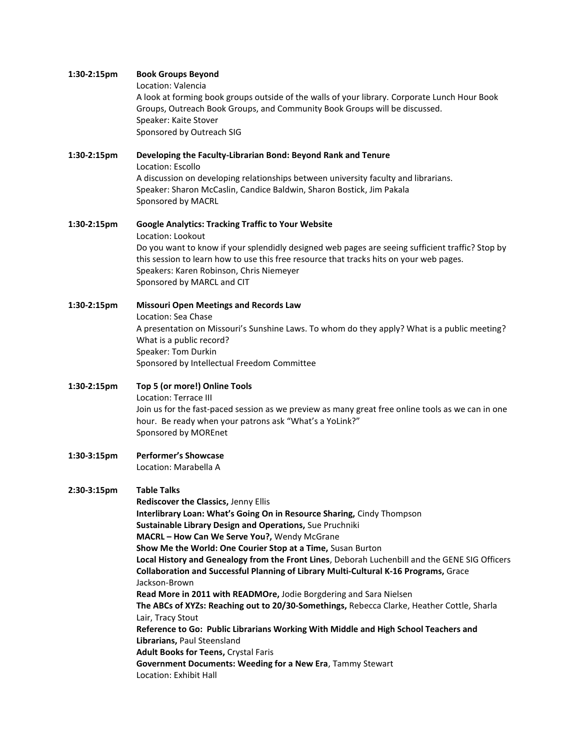**1:30-2:15pm** **Book Groups Beyond**

Location: Valencia

A look at forming book groups outside of the walls of your library. Corporate Lunch Hour Book Groups, Outreach Book Groups, and Community Book Groups will be discussed.

Speaker: Kaite Stover

Sponsored by Outreach SIG

**1:30-2:15pm** **Developing the Faculty-Librarian Bond: Beyond Rank and Tenure**

Location: Escollo

A discussion on developing relationships between university faculty and librarians.

Speaker: Sharon McCaslin, Candice Baldwin, Sharon Bostick, Jim Pakala

Sponsored by MACRL

**1:30-2:15pm** **Google Analytics: Tracking Traffic to Your Website**

Location: Lookout

Do you want to know if your splendidly designed web pages are seeing sufficient traffic? Stop by this session to learn how to use this free resource that tracks hits on your web pages.

Speakers: Karen Robinson, Chris Niemeyer

Sponsored by MARCL and CIT

**1:30-2:15pm** **Missouri Open Meetings and Records Law**

Location: Sea Chase

A presentation on Missouri's Sunshine Laws. To whom do they apply? What is a public meeting? What is a public record?

Speaker: Tom Durkin

Sponsored by Intellectual Freedom Committee

**1:30-2:15pm** **Top 5 (or more!) Online Tools**

Location: Terrace III

Join us for the fast-paced session as we preview as many great free online tools as we can in one hour. Be ready when your patrons ask "What's a YoLink?"

Sponsored by MOREnet

**1:30-3:15pm** **Performer's Showcase**

Location: Marabella A

**2:30-3:15pm** **Table Talks**

**Rediscover the Classics,** Jenny Ellis
**Interlibrary Loan: What's Going On in Resource Sharing,** Cindy Thompson
**Sustainable Library Design and Operations,** Sue Pruchniki
**MACRL – How Can We Serve You?,** Wendy McGrane
**Show Me the World: One Courier Stop at a Time,** Susan Burton
**Local History and Genealogy from the Front Lines**, Deborah Luchenbill and the GENE SIG Officers
**Collaboration and Successful Planning of Library Multi-Cultural K-16 Programs,** Grace Jackson-Brown
**Read More in 2011 with READMOre,** Jodie Borgdering and Sara Nielsen
**The ABCs of XYZs: Reaching out to 20/30-Somethings,** Rebecca Clarke, Heather Cottle, Sharla Lair, Tracy Stout
**Reference to Go: Public Librarians Working With Middle and High School Teachers and Librarians,** Paul Steensland
**Adult Books for Teens,** Crystal Faris
**Government Documents: Weeding for a New Era**, Tammy Stewart

Location: Exhibit Hall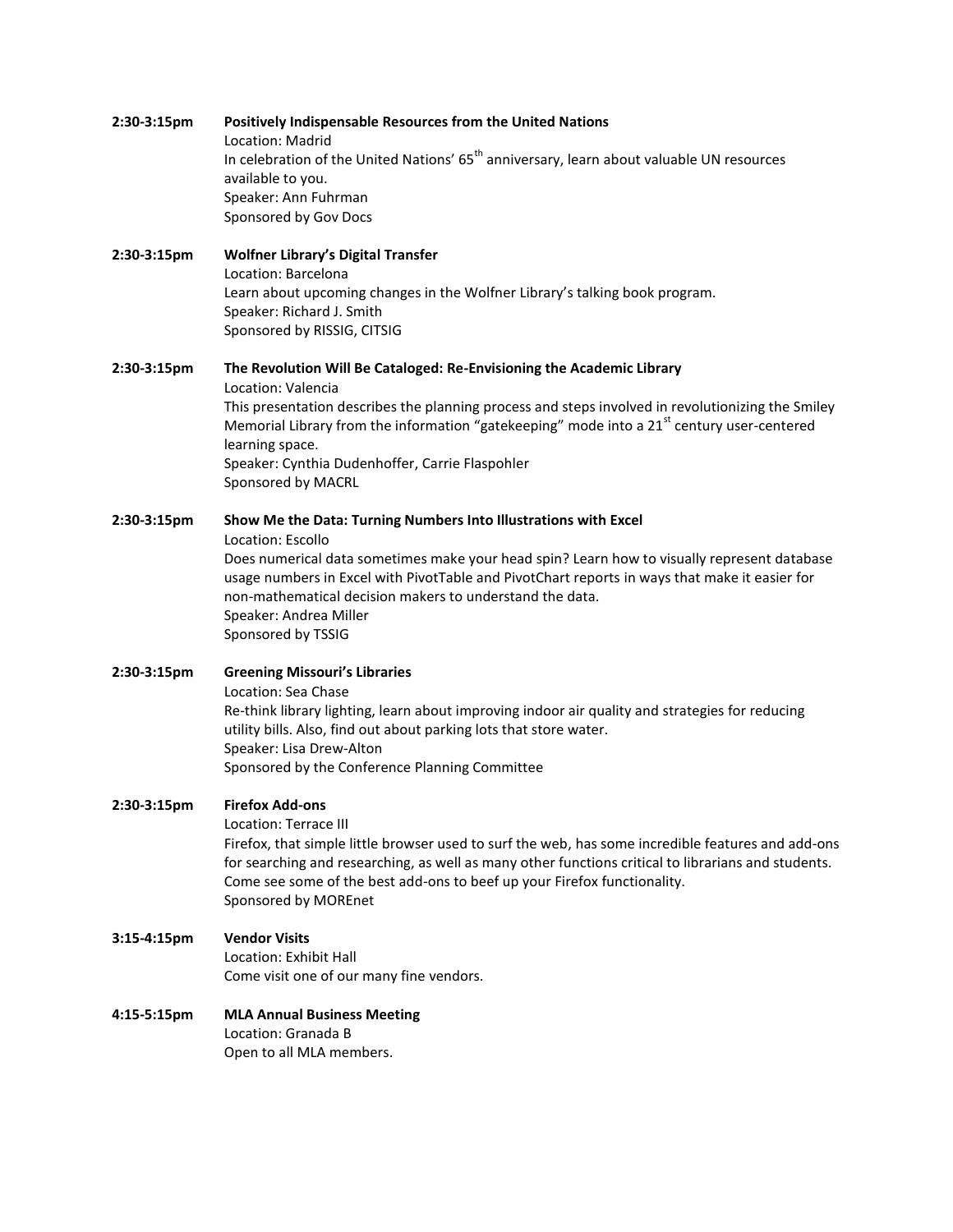**2:30-3:15pm** **Positively Indispensable Resources from the United Nations**
Location: Madrid
In celebration of the United Nations' 65th anniversary, learn about valuable UN resources available to you.
Speaker: Ann Fuhrman
Sponsored by Gov Docs

**2:30-3:15pm** **Wolfner Library's Digital Transfer**
Location: Barcelona
Learn about upcoming changes in the Wolfner Library's talking book program.
Speaker: Richard J. Smith
Sponsored by RISSIG, CITSIG

**2:30-3:15pm** **The Revolution Will Be Cataloged: Re-Envisioning the Academic Library**
Location: Valencia
This presentation describes the planning process and steps involved in revolutionizing the Smiley Memorial Library from the information "gatekeeping" mode into a 21st century user-centered learning space.
Speaker: Cynthia Dudenhoffer, Carrie Flaspohler
Sponsored by MACRL

**2:30-3:15pm** **Show Me the Data: Turning Numbers Into Illustrations with Excel**
Location: Escollo
Does numerical data sometimes make your head spin? Learn how to visually represent database usage numbers in Excel with PivotTable and PivotChart reports in ways that make it easier for non-mathematical decision makers to understand the data.
Speaker: Andrea Miller
Sponsored by TSSIG

**2:30-3:15pm** **Greening Missouri's Libraries**
Location: Sea Chase
Re-think library lighting, learn about improving indoor air quality and strategies for reducing utility bills. Also, find out about parking lots that store water.
Speaker: Lisa Drew-Alton
Sponsored by the Conference Planning Committee

**2:30-3:15pm** **Firefox Add-ons**
Location: Terrace III
Firefox, that simple little browser used to surf the web, has some incredible features and add-ons for searching and researching, as well as many other functions critical to librarians and students. Come see some of the best add-ons to beef up your Firefox functionality.
Sponsored by MOREnet

**3:15-4:15pm** **Vendor Visits**
Location: Exhibit Hall
Come visit one of our many fine vendors.

**4:15-5:15pm** **MLA Annual Business Meeting**
Location: Granada B
Open to all MLA members.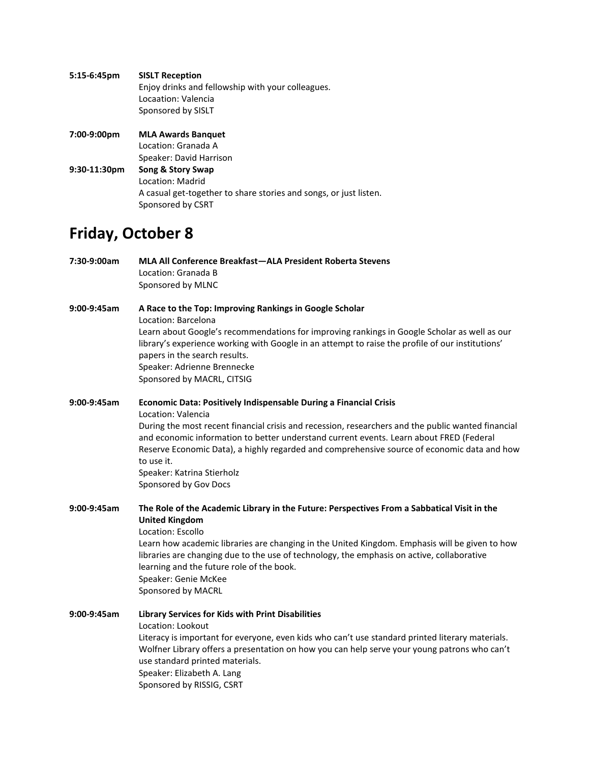**5:15-6:45pm** **SISLT Reception**
Enjoy drinks and fellowship with your colleagues.
Locaation: Valencia
Sponsored by SISLT

**7:00-9:00pm** **MLA Awards Banquet**
Location: Granada A
Speaker: David Harrison

**9:30-11:30pm** **Song & Story Swap**
Location: Madrid
A casual get-together to share stories and songs, or just listen.
Sponsored by CSRT

## Friday, October 8

**7:30-9:00am** **MLA All Conference Breakfast—ALA President Roberta Stevens**
Location: Granada B
Sponsored by MLNC

**9:00-9:45am** **A Race to the Top: Improving Rankings in Google Scholar**
Location: Barcelona
Learn about Google's recommendations for improving rankings in Google Scholar as well as our library's experience working with Google in an attempt to raise the profile of our institutions' papers in the search results.
Speaker: Adrienne Brennecke
Sponsored by MACRL, CITSIG

**9:00-9:45am** **Economic Data: Positively Indispensable During a Financial Crisis**
Location: Valencia
During the most recent financial crisis and recession, researchers and the public wanted financial and economic information to better understand current events. Learn about FRED (Federal Reserve Economic Data), a highly regarded and comprehensive source of economic data and how to use it.
Speaker: Katrina Stierholz
Sponsored by Gov Docs

**9:00-9:45am** **The Role of the Academic Library in the Future: Perspectives From a Sabbatical Visit in the United Kingdom**
Location: Escollo
Learn how academic libraries are changing in the United Kingdom. Emphasis will be given to how libraries are changing due to the use of technology, the emphasis on active, collaborative learning and the future role of the book.
Speaker: Genie McKee
Sponsored by MACRL

**9:00-9:45am** **Library Services for Kids with Print Disabilities**
Location: Lookout
Literacy is important for everyone, even kids who can't use standard printed literary materials. Wolfner Library offers a presentation on how you can help serve your young patrons who can't use standard printed materials.
Speaker: Elizabeth A. Lang
Sponsored by RISSIG, CSRT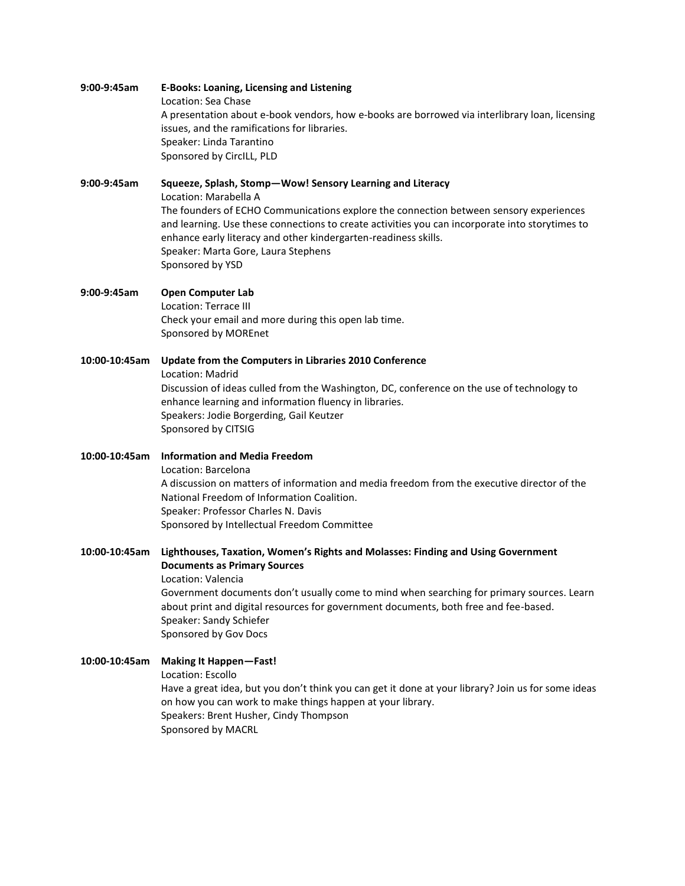**9:00-9:45am** **E-Books: Loaning, Licensing and Listening**
Location: Sea Chase
A presentation about e-book vendors, how e-books are borrowed via interlibrary loan, licensing issues, and the ramifications for libraries.
Speaker: Linda Tarantino
Sponsored by CircILL, PLD

**9:00-9:45am** **Squeeze, Splash, Stomp—Wow! Sensory Learning and Literacy**
Location: Marabella A
The founders of ECHO Communications explore the connection between sensory experiences and learning. Use these connections to create activities you can incorporate into storytimes to enhance early literacy and other kindergarten-readiness skills.
Speaker: Marta Gore, Laura Stephens
Sponsored by YSD

**9:00-9:45am** **Open Computer Lab**
Location: Terrace III
Check your email and more during this open lab time.
Sponsored by MOREnet

**10:00-10:45am** **Update from the Computers in Libraries 2010 Conference**
Location: Madrid
Discussion of ideas culled from the Washington, DC, conference on the use of technology to enhance learning and information fluency in libraries.
Speakers: Jodie Borgerding, Gail Keutzer
Sponsored by CITSIG

**10:00-10:45am** **Information and Media Freedom**
Location: Barcelona
A discussion on matters of information and media freedom from the executive director of the National Freedom of Information Coalition.
Speaker: Professor Charles N. Davis
Sponsored by Intellectual Freedom Committee

**10:00-10:45am** **Lighthouses, Taxation, Women's Rights and Molasses: Finding and Using Government Documents as Primary Sources**
Location: Valencia
Government documents don't usually come to mind when searching for primary sources. Learn about print and digital resources for government documents, both free and fee-based.
Speaker: Sandy Schiefer
Sponsored by Gov Docs

**10:00-10:45am** **Making It Happen—Fast!**
Location: Escollo
Have a great idea, but you don't think you can get it done at your library? Join us for some ideas on how you can work to make things happen at your library.
Speakers: Brent Husher, Cindy Thompson
Sponsored by MACRL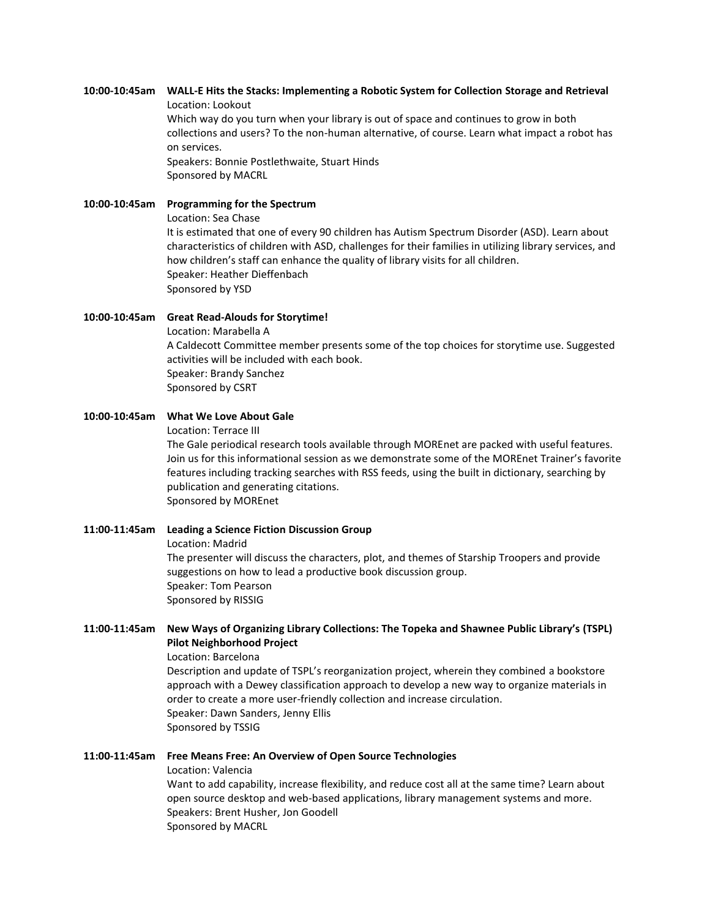**10:00-10:45am** **WALL-E Hits the Stacks: Implementing a Robotic System for Collection Storage and Retrieval**
Location: Lookout
Which way do you turn when your library is out of space and continues to grow in both collections and users? To the non-human alternative, of course. Learn what impact a robot has on services.
Speakers: Bonnie Postlethwaite, Stuart Hinds
Sponsored by MACRL

**10:00-10:45am** **Programming for the Spectrum**
Location: Sea Chase
It is estimated that one of every 90 children has Autism Spectrum Disorder (ASD). Learn about characteristics of children with ASD, challenges for their families in utilizing library services, and how children's staff can enhance the quality of library visits for all children.
Speaker: Heather Dieffenbach
Sponsored by YSD

**10:00-10:45am** **Great Read-Alouds for Storytime!**
Location: Marabella A
A Caldecott Committee member presents some of the top choices for storytime use. Suggested activities will be included with each book.
Speaker: Brandy Sanchez
Sponsored by CSRT

**10:00-10:45am** **What We Love About Gale**
Location: Terrace III
The Gale periodical research tools available through MOREnet are packed with useful features. Join us for this informational session as we demonstrate some of the MOREnet Trainer's favorite features including tracking searches with RSS feeds, using the built in dictionary, searching by publication and generating citations.
Sponsored by MOREnet

**11:00-11:45am** **Leading a Science Fiction Discussion Group**
Location: Madrid
The presenter will discuss the characters, plot, and themes of Starship Troopers and provide suggestions on how to lead a productive book discussion group.
Speaker: Tom Pearson
Sponsored by RISSIG

**11:00-11:45am** **New Ways of Organizing Library Collections: The Topeka and Shawnee Public Library's (TSPL) Pilot Neighborhood Project**
Location: Barcelona
Description and update of TSPL's reorganization project, wherein they combined a bookstore approach with a Dewey classification approach to develop a new way to organize materials in order to create a more user-friendly collection and increase circulation.
Speaker: Dawn Sanders, Jenny Ellis
Sponsored by TSSIG

**11:00-11:45am** **Free Means Free: An Overview of Open Source Technologies**
Location: Valencia
Want to add capability, increase flexibility, and reduce cost all at the same time? Learn about open source desktop and web-based applications, library management systems and more.
Speakers: Brent Husher, Jon Goodell
Sponsored by MACRL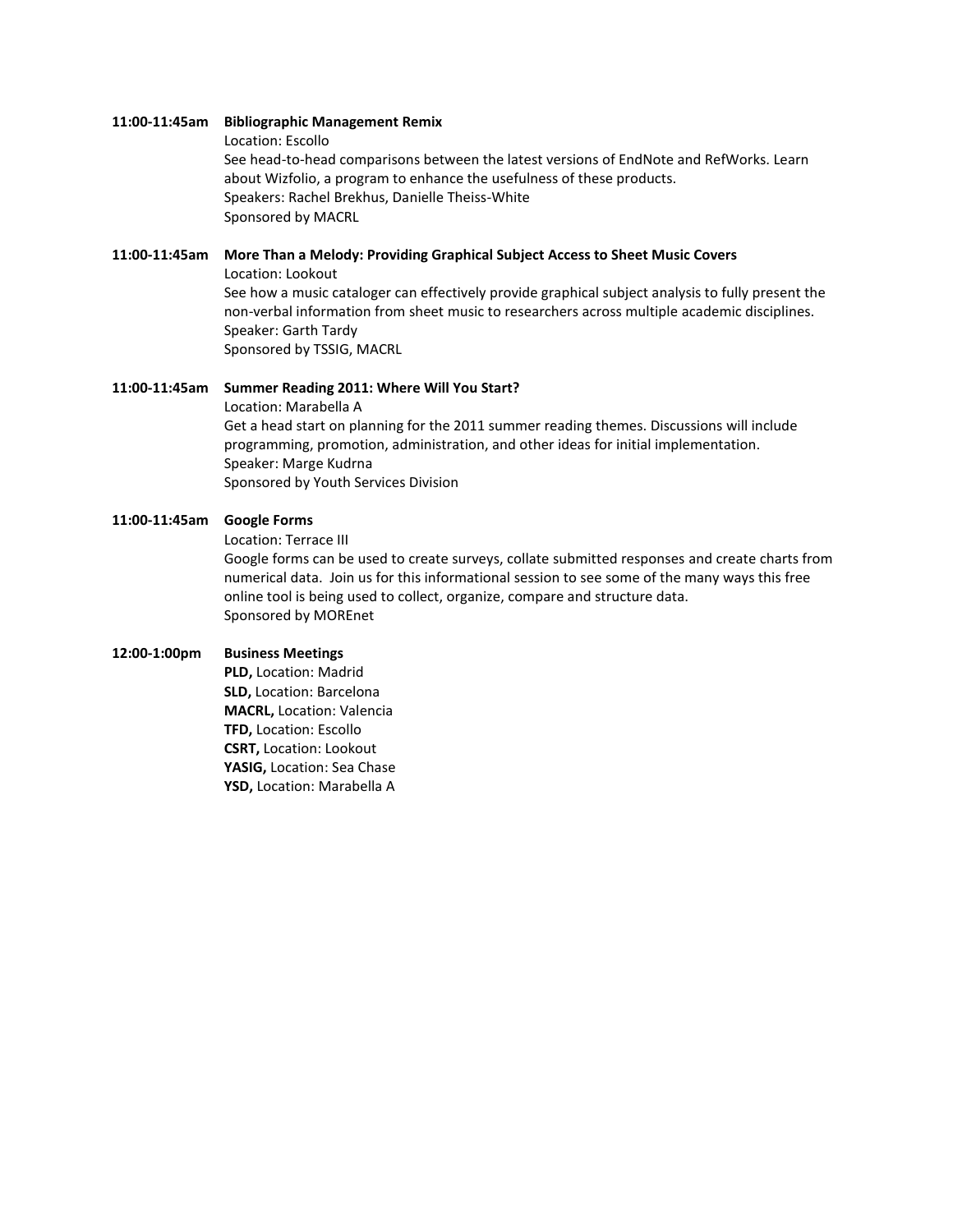**11:00-11:45am** **Bibliographic Management Remix**

Location: Escollo

See head-to-head comparisons between the latest versions of EndNote and RefWorks. Learn about Wizfolio, a program to enhance the usefulness of these products.

Speakers: Rachel Brekhus, Danielle Theiss-White

Sponsored by MACRL

**11:00-11:45am** **More Than a Melody: Providing Graphical Subject Access to Sheet Music Covers**

Location: Lookout

See how a music cataloger can effectively provide graphical subject analysis to fully present the non-verbal information from sheet music to researchers across multiple academic disciplines.

Speaker: Garth Tardy

Sponsored by TSSIG, MACRL

**11:00-11:45am** **Summer Reading 2011: Where Will You Start?**

Location: Marabella A

Get a head start on planning for the 2011 summer reading themes. Discussions will include programming, promotion, administration, and other ideas for initial implementation.

Speaker: Marge Kudrna

Sponsored by Youth Services Division

**11:00-11:45am** **Google Forms**

Location: Terrace III

Google forms can be used to create surveys, collate submitted responses and create charts from numerical data. Join us for this informational session to see some of the many ways this free online tool is being used to collect, organize, compare and structure data.

Sponsored by MOREnet

**12:00-1:00pm** **Business Meetings**

**PLD,** Location: Madrid
**SLD,** Location: Barcelona
**MACRL,** Location: Valencia
**TFD,** Location: Escollo
**CSRT,** Location: Lookout
**YASIG,** Location: Sea Chase
**YSD,** Location: Marabella A